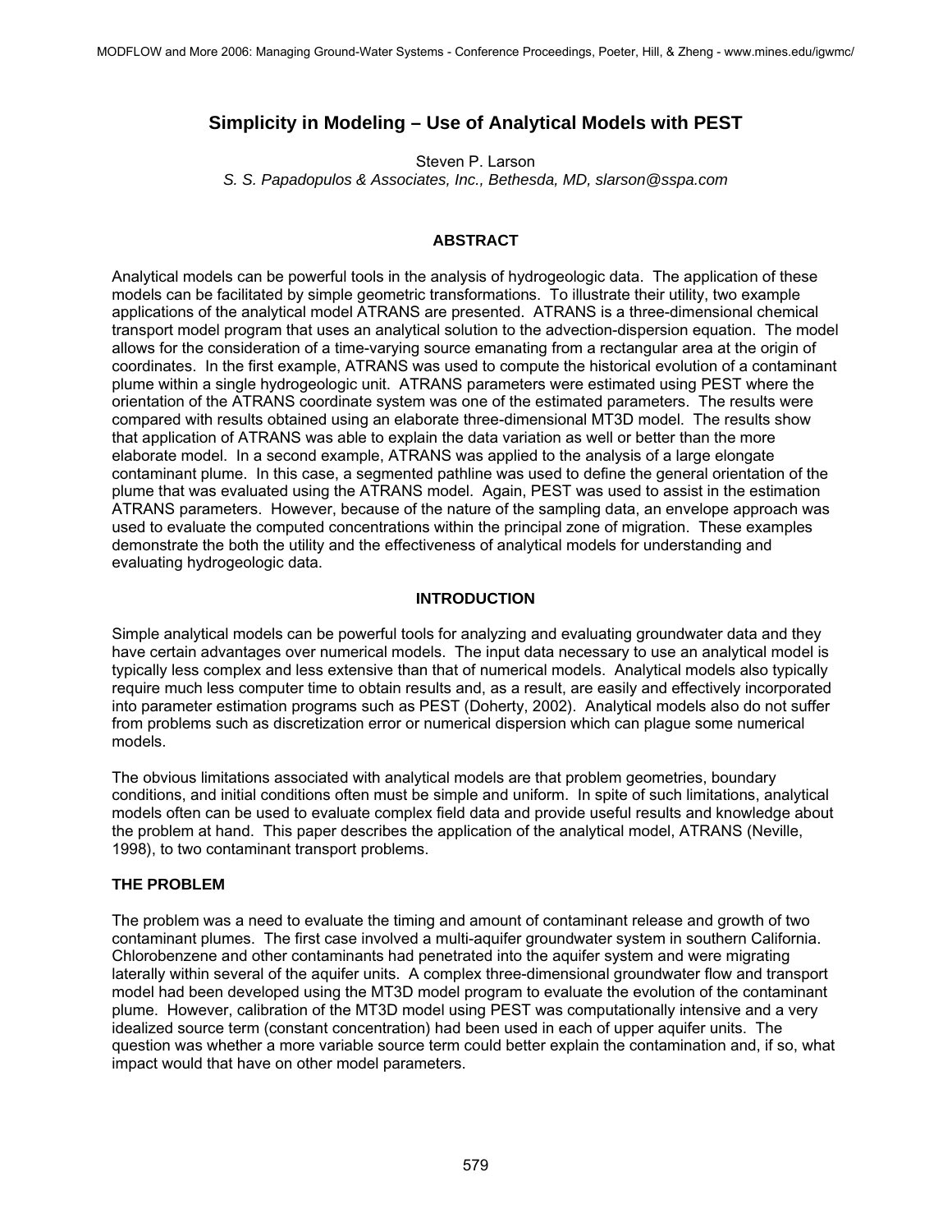# Simplicity in Modeling – Use of Analytical Models with PEST

Steven P. Larson

*S. S. Papadopulos & Associates, Inc., Bethesda, MD, slarson@sspa.com*

## ABSTRACT

Analytical models can be powerful tools in the analysis of hydrogeologic data. The application of these models can be facilitated by simple geometric transformations. To illustrate their utility, two example applications of the analytical model ATRANS are presented. ATRANS is a three-dimensional chemical transport model program that uses an analytical solution to the advection-dispersion equation. The model allows for the consideration of a time-varying source emanating from a rectangular area at the origin of coordinates. In the first example, ATRANS was used to compute the historical evolution of a contaminant plume within a single hydrogeologic unit. ATRANS parameters were estimated using PEST where the orientation of the ATRANS coordinate system was one of the estimated parameters. The results were compared with results obtained using an elaborate three-dimensional MT3D model. The results show that application of ATRANS was able to explain the data variation as well or better than the more elaborate model. In a second example, ATRANS was applied to the analysis of a large elongate contaminant plume. In this case, a segmented pathline was used to define the general orientation of the plume that was evaluated using the ATRANS model. Again, PEST was used to assist in the estimation ATRANS parameters. However, because of the nature of the sampling data, an envelope approach was used to evaluate the computed concentrations within the principal zone of migration. These examples demonstrate the both the utility and the effectiveness of analytical models for understanding and evaluating hydrogeologic data.

## INTRODUCTION

Simple analytical models can be powerful tools for analyzing and evaluating groundwater data and they have certain advantages over numerical models. The input data necessary to use an analytical model is typically less complex and less extensive than that of numerical models. Analytical models also typically require much less computer time to obtain results and, as a result, are easily and effectively incorporated into parameter estimation programs such as PEST (Doherty, 2002). Analytical models also do not suffer from problems such as discretization error or numerical dispersion which can plague some numerical models.

The obvious limitations associated with analytical models are that problem geometries, boundary conditions, and initial conditions often must be simple and uniform. In spite of such limitations, analytical models often can be used to evaluate complex field data and provide useful results and knowledge about the problem at hand. This paper describes the application of the analytical model, ATRANS (Neville, 1998), to two contaminant transport problems.

### THE PROBLEM

The problem was a need to evaluate the timing and amount of contaminant release and growth of two contaminant plumes. The first case involved a multi-aquifer groundwater system in southern California. Chlorobenzene and other contaminants had penetrated into the aquifer system and were migrating laterally within several of the aquifer units. A complex three-dimensional groundwater flow and transport model had been developed using the MT3D model program to evaluate the evolution of the contaminant plume. However, calibration of the MT3D model using PEST was computationally intensive and a very idealized source term (constant concentration) had been used in each of upper aquifer units. The question was whether a more variable source term could better explain the contamination and, if so, what impact would that have on other model parameters.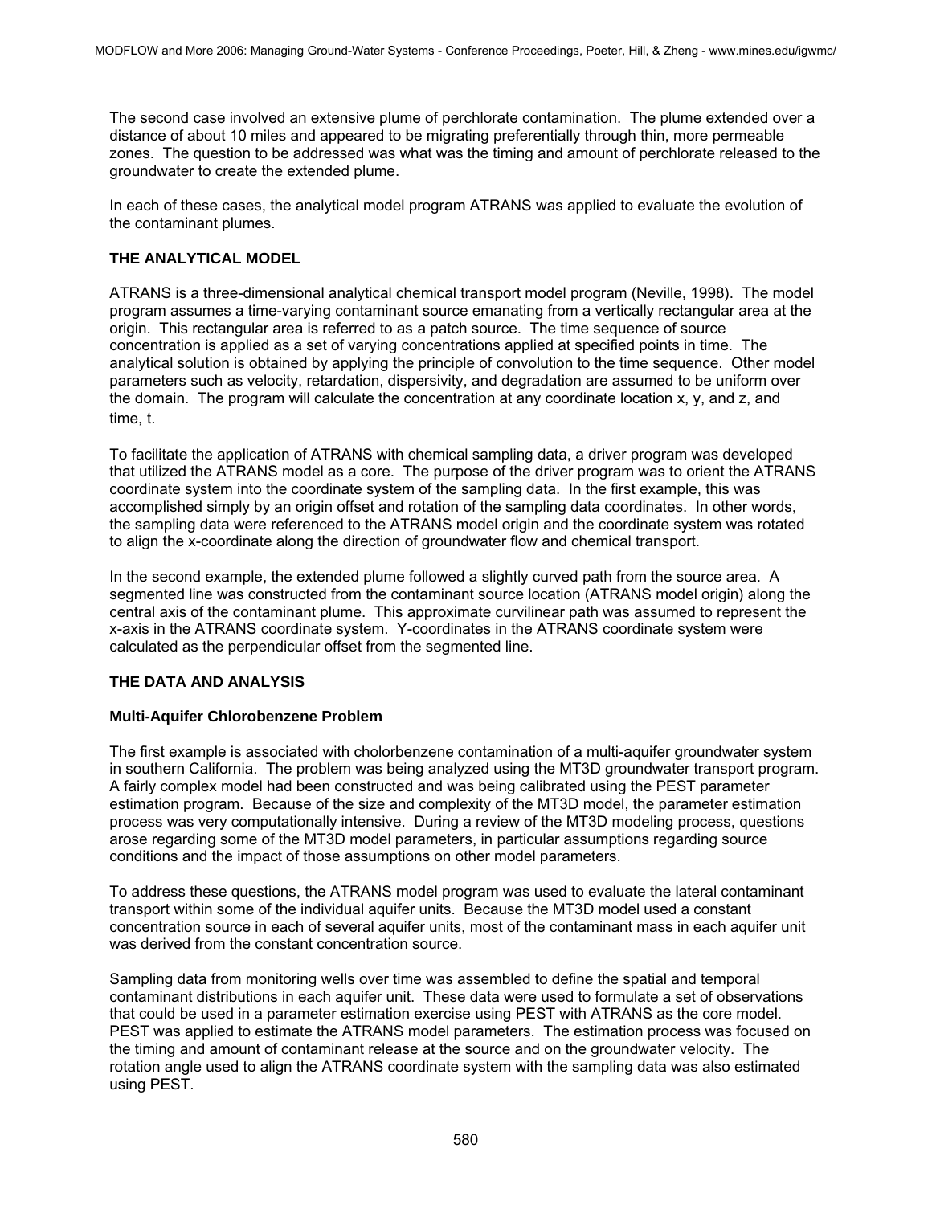The second case involved an extensive plume of perchlorate contamination. The plume extended over a distance of about 10 miles and appeared to be migrating preferentially through thin, more permeable zones. The question to be addressed was what was the timing and amount of perchlorate released to the groundwater to create the extended plume.

In each of these cases, the analytical model program ATRANS was applied to evaluate the evolution of the contaminant plumes.

## THE ANALYTICAL MODEL

ATRANS is a three-dimensional analytical chemical transport model program (Neville, 1998). The model program assumes a time-varying contaminant source emanating from a vertically rectangular area at the origin. This rectangular area is referred to as a patch source. The time sequence of source concentration is applied as a set of varying concentrations applied at specified points in time. The analytical solution is obtained by applying the principle of convolution to the time sequence. Other model parameters such as velocity, retardation, dispersivity, and degradation are assumed to be uniform over the domain. The program will calculate the concentration at any coordinate location x, y, and z, and time, t.

To facilitate the application of ATRANS with chemical sampling data, a driver program was developed that utilized the ATRANS model as a core. The purpose of the driver program was to orient the ATRANS coordinate system into the coordinate system of the sampling data. In the first example, this was accomplished simply by an origin offset and rotation of the sampling data coordinates. In other words, the sampling data were referenced to the ATRANS model origin and the coordinate system was rotated to align the x-coordinate along the direction of groundwater flow and chemical transport.

In the second example, the extended plume followed a slightly curved path from the source area. A segmented line was constructed from the contaminant source location (ATRANS model origin) along the central axis of the contaminant plume. This approximate curvilinear path was assumed to represent the x-axis in the ATRANS coordinate system. Y-coordinates in the ATRANS coordinate system were calculated as the perpendicular offset from the segmented line.

## THE DATA AND ANALYSIS

### Multi-Aquifer Chlorobenzene Problem

The first example is associated with cholorbenzene contamination of a multi-aquifer groundwater system in southern California. The problem was being analyzed using the MT3D groundwater transport program. A fairly complex model had been constructed and was being calibrated using the PEST parameter estimation program. Because of the size and complexity of the MT3D model, the parameter estimation process was very computationally intensive. During a review of the MT3D modeling process, questions arose regarding some of the MT3D model parameters, in particular assumptions regarding source conditions and the impact of those assumptions on other model parameters.

To address these questions, the ATRANS model program was used to evaluate the lateral contaminant transport within some of the individual aquifer units. Because the MT3D model used a constant concentration source in each of several aquifer units, most of the contaminant mass in each aquifer unit was derived from the constant concentration source.

Sampling data from monitoring wells over time was assembled to define the spatial and temporal contaminant distributions in each aquifer unit. These data were used to formulate a set of observations that could be used in a parameter estimation exercise using PEST with ATRANS as the core model. PEST was applied to estimate the ATRANS model parameters. The estimation process was focused on the timing and amount of contaminant release at the source and on the groundwater velocity. The rotation angle used to align the ATRANS coordinate system with the sampling data was also estimated using PEST.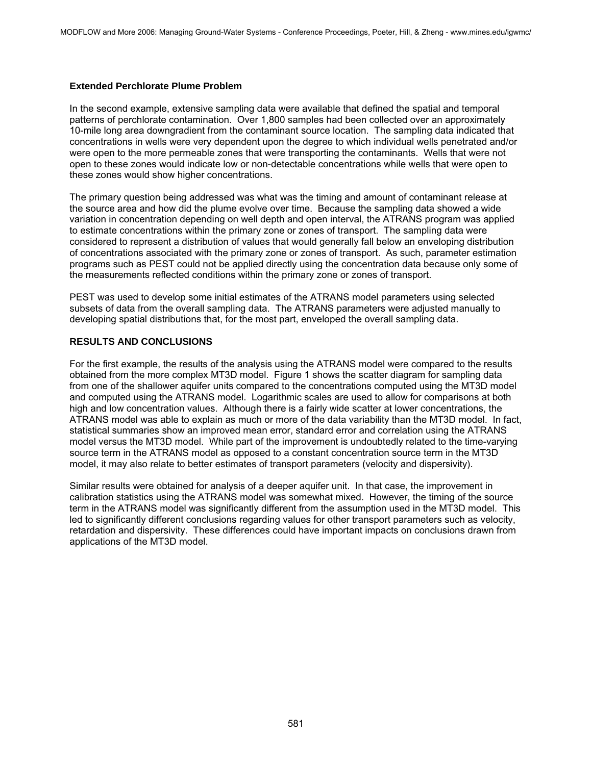### Extended Perchlorate Plume Problem

In the second example, extensive sampling data were available that defined the spatial and temporal patterns of perchlorate contamination. Over 1,800 samples had been collected over an approximately 10-mile long area downgradient from the contaminant source location. The sampling data indicated that concentrations in wells were very dependent upon the degree to which individual wells penetrated and/or were open to the more permeable zones that were transporting the contaminants. Wells that were not open to these zones would indicate low or non-detectable concentrations while wells that were open to these zones would show higher concentrations.

The primary question being addressed was what was the timing and amount of contaminant release at the source area and how did the plume evolve over time. Because the sampling data showed a wide variation in concentration depending on well depth and open interval, the ATRANS program was applied to estimate concentrations within the primary zone or zones of transport. The sampling data were considered to represent a distribution of values that would generally fall below an enveloping distribution of concentrations associated with the primary zone or zones of transport. As such, parameter estimation programs such as PEST could not be applied directly using the concentration data because only some of the measurements reflected conditions within the primary zone or zones of transport.

PEST was used to develop some initial estimates of the ATRANS model parameters using selected subsets of data from the overall sampling data. The ATRANS parameters were adjusted manually to developing spatial distributions that, for the most part, enveloped the overall sampling data.

## RESULTS AND CONCLUSIONS

For the first example, the results of the analysis using the ATRANS model were compared to the results obtained from the more complex MT3D model. Figure 1 shows the scatter diagram for sampling data from one of the shallower aquifer units compared to the concentrations computed using the MT3D model and computed using the ATRANS model. Logarithmic scales are used to allow for comparisons at both high and low concentration values. Although there is a fairly wide scatter at lower concentrations, the ATRANS model was able to explain as much or more of the data variability than the MT3D model. In fact, statistical summaries show an improved mean error, standard error and correlation using the ATRANS model versus the MT3D model. While part of the improvement is undoubtedly related to the time-varying source term in the ATRANS model as opposed to a constant concentration source term in the MT3D model, it may also relate to better estimates of transport parameters (velocity and dispersivity).

Similar results were obtained for analysis of a deeper aquifer unit. In that case, the improvement in calibration statistics using the ATRANS model was somewhat mixed. However, the timing of the source term in the ATRANS model was significantly different from the assumption used in the MT3D model. This led to significantly different conclusions regarding values for other transport parameters such as velocity, retardation and dispersivity. These differences could have important impacts on conclusions drawn from applications of the MT3D model.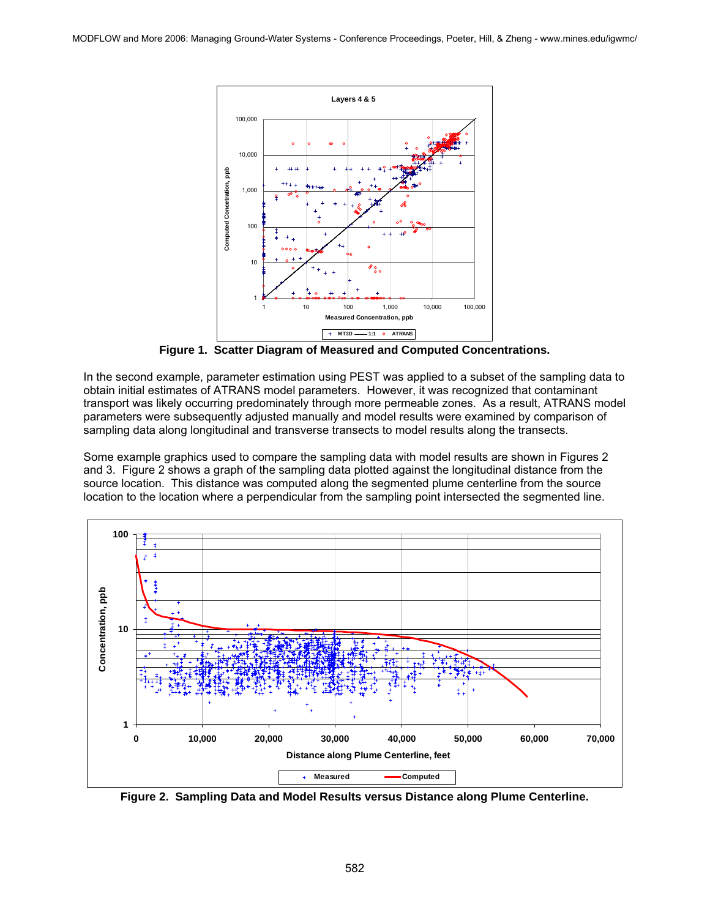**Figure 1. Scatter Diagram of Measured and Computed Concentrations.**

In the second example, parameter estimation using PEST was applied to a subset of the sampling data to obtain initial estimates of ATRANS model parameters. However, it was recognized that contaminant transport was likely occurring predominately through more permeable zones. As a result, ATRANS model parameters were subsequently adjusted manually and model results were examined by comparison of sampling data along longitudinal and transverse transects to model results along the transects.

Some example graphics used to compare the sampling data with model results are shown in Figures 2 and 3. Figure 2 shows a graph of the sampling data plotted against the longitudinal distance from the source location. This distance was computed along the segmented plume centerline from the source location to the location where a perpendicular from the sampling point intersected the segmented line.

**Figure 2. Sampling Data and Model Results versus Distance along Plume Centerline.**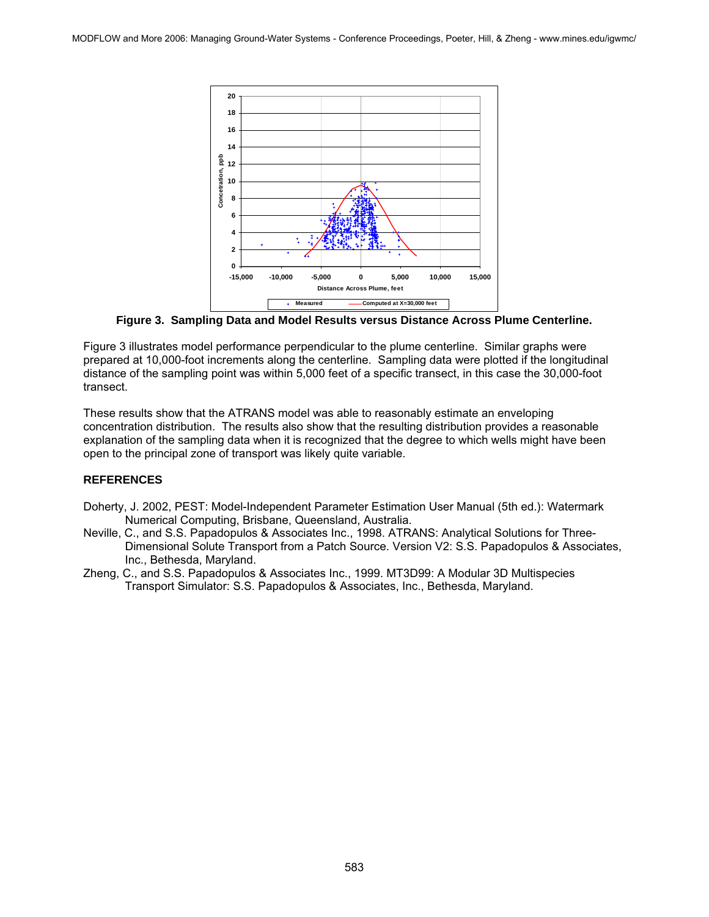20
18
16
14
12
10
8
6
4
2
0

Concetration, ppb

-15,000 -10,000 -5,000 0 5,000 10,000 15,000

Distance Across Plume, feet

Measured —— Computed at X=30,000 feet

**Figure 3. Sampling Data and Model Results versus Distance Across Plume Centerline.**

Figure 3 illustrates model performance perpendicular to the plume centerline. Similar graphs were prepared at 10,000-foot increments along the centerline. Sampling data were plotted if the longitudinal distance of the sampling point was within 5,000 feet of a specific transect, in this case the 30,000-foot transect.

These results show that the ATRANS model was able to reasonably estimate an enveloping concentration distribution. The results also show that the resulting distribution provides a reasonable explanation of the sampling data when it is recognized that the degree to which wells might have been open to the principal zone of transport was likely quite variable.

## REFERENCES

Doherty, J. 2002, PEST: Model-Independent Parameter Estimation User Manual (5th ed.): Watermark Numerical Computing, Brisbane, Queensland, Australia.

Neville, C., and S.S. Papadopulos & Associates Inc., 1998. ATRANS: Analytical Solutions for Three-Dimensional Solute Transport from a Patch Source. Version V2: S.S. Papadopulos & Associates, Inc., Bethesda, Maryland.

Zheng, C., and S.S. Papadopulos & Associates Inc., 1999. MT3D99: A Modular 3D Multispecies Transport Simulator: S.S. Papadopulos & Associates, Inc., Bethesda, Maryland.